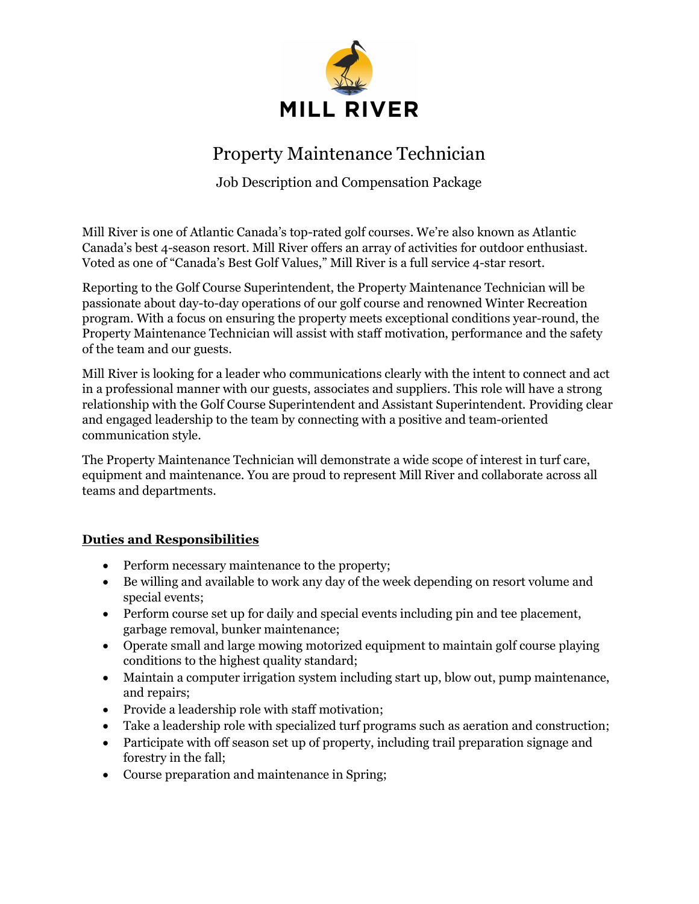MILL RIVER

# Property Maintenance Technician

Job Description and Compensation Package

Mill River is one of Atlantic Canada's top-rated golf courses. We're also known as Atlantic Canada's best 4-season resort. Mill River offers an array of activities for outdoor enthusiast. Voted as one of "Canada's Best Golf Values," Mill River is a full service 4-star resort.

Reporting to the Golf Course Superintendent, the Property Maintenance Technician will be passionate about day-to-day operations of our golf course and renowned Winter Recreation program. With a focus on ensuring the property meets exceptional conditions year-round, the Property Maintenance Technician will assist with staff motivation, performance and the safety of the team and our guests.

Mill River is looking for a leader who communications clearly with the intent to connect and act in a professional manner with our guests, associates and suppliers. This role will have a strong relationship with the Golf Course Superintendent and Assistant Superintendent. Providing clear and engaged leadership to the team by connecting with a positive and team-oriented communication style.

The Property Maintenance Technician will demonstrate a wide scope of interest in turf care, equipment and maintenance. You are proud to represent Mill River and collaborate across all teams and departments.

## Duties and Responsibilities

- Perform necessary maintenance to the property;
- Be willing and available to work any day of the week depending on resort volume and special events;
- Perform course set up for daily and special events including pin and tee placement, garbage removal, bunker maintenance;
- Operate small and large mowing motorized equipment to maintain golf course playing conditions to the highest quality standard;
- Maintain a computer irrigation system including start up, blow out, pump maintenance, and repairs;
- Provide a leadership role with staff motivation;
- Take a leadership role with specialized turf programs such as aeration and construction;
- Participate with off season set up of property, including trail preparation signage and forestry in the fall;
- Course preparation and maintenance in Spring;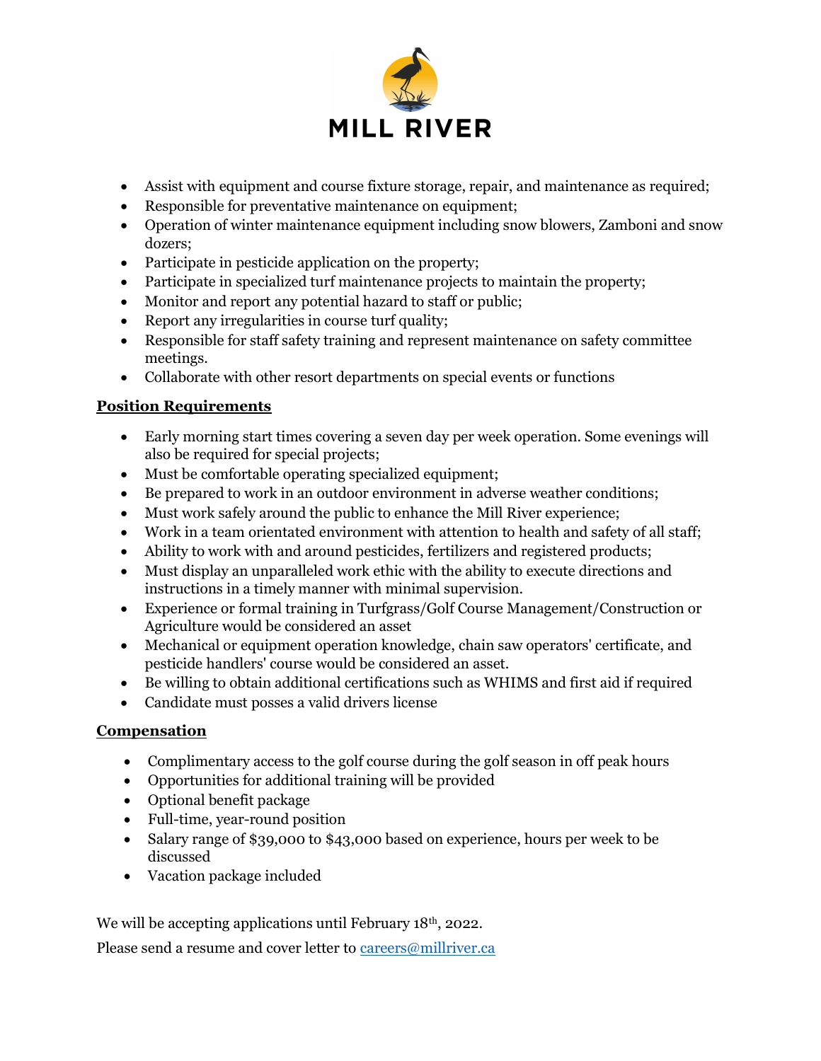MILL RIVER

- Assist with equipment and course fixture storage, repair, and maintenance as required;
- Responsible for preventative maintenance on equipment;
- Operation of winter maintenance equipment including snow blowers, Zamboni and snow dozers;
- Participate in pesticide application on the property;
- Participate in specialized turf maintenance projects to maintain the property;
- Monitor and report any potential hazard to staff or public;
- Report any irregularities in course turf quality;
- Responsible for staff safety training and represent maintenance on safety committee meetings.
- Collaborate with other resort departments on special events or functions

## Position Requirements

- Early morning start times covering a seven day per week operation. Some evenings will also be required for special projects;
- Must be comfortable operating specialized equipment;
- Be prepared to work in an outdoor environment in adverse weather conditions;
- Must work safely around the public to enhance the Mill River experience;
- Work in a team orientated environment with attention to health and safety of all staff;
- Ability to work with and around pesticides, fertilizers and registered products;
- Must display an unparalleled work ethic with the ability to execute directions and instructions in a timely manner with minimal supervision.
- Experience or formal training in Turfgrass/Golf Course Management/Construction or Agriculture would be considered an asset
- Mechanical or equipment operation knowledge, chain saw operators' certificate, and pesticide handlers' course would be considered an asset.
- Be willing to obtain additional certifications such as WHIMS and first aid if required
- Candidate must posses a valid drivers license

## Compensation

- Complimentary access to the golf course during the golf season in off peak hours
- Opportunities for additional training will be provided
- Optional benefit package
- Full-time, year-round position
- Salary range of $39,000 to $43,000 based on experience, hours per week to be discussed
- Vacation package included

We will be accepting applications until February 18th, 2022.

Please send a resume and cover letter to careers@millriver.ca